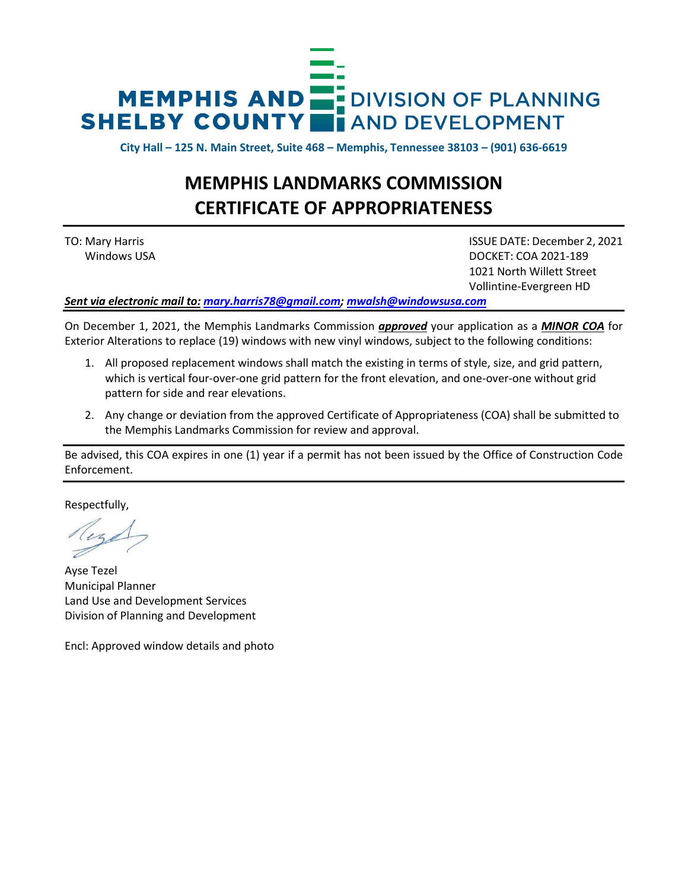MEMPHIS AND SHELBY COUNTY DIVISION OF PLANNING AND DEVELOPMENT

**City Hall – 125 N. Main Street, Suite 468 – Memphis, Tennessee 38103 – (901) 636-6619**

# MEMPHIS LANDMARKS COMMISSION
# CERTIFICATE OF APPROPRIATENESS

TO: Mary Harris
Windows USA

ISSUE DATE: December 2, 2021
DOCKET: COA 2021-189
1021 North Willett Street
Vollintine-Evergreen HD

***Sent via electronic mail to: mary.harris78@gmail.com; mwalsh@windowsusa.com***

On December 1, 2021, the Memphis Landmarks Commission ***approved*** your application as a ***MINOR COA*** for Exterior Alterations to replace (19) windows with new vinyl windows, subject to the following conditions:

1. All proposed replacement windows shall match the existing in terms of style, size, and grid pattern, which is vertical four-over-one grid pattern for the front elevation, and one-over-one without grid pattern for side and rear elevations.
2. Any change or deviation from the approved Certificate of Appropriateness (COA) shall be submitted to the Memphis Landmarks Commission for review and approval.

Be advised, this COA expires in one (1) year if a permit has not been issued by the Office of Construction Code Enforcement.

Respectfully,

Ayse Tezel
Municipal Planner
Land Use and Development Services
Division of Planning and Development

Encl: Approved window details and photo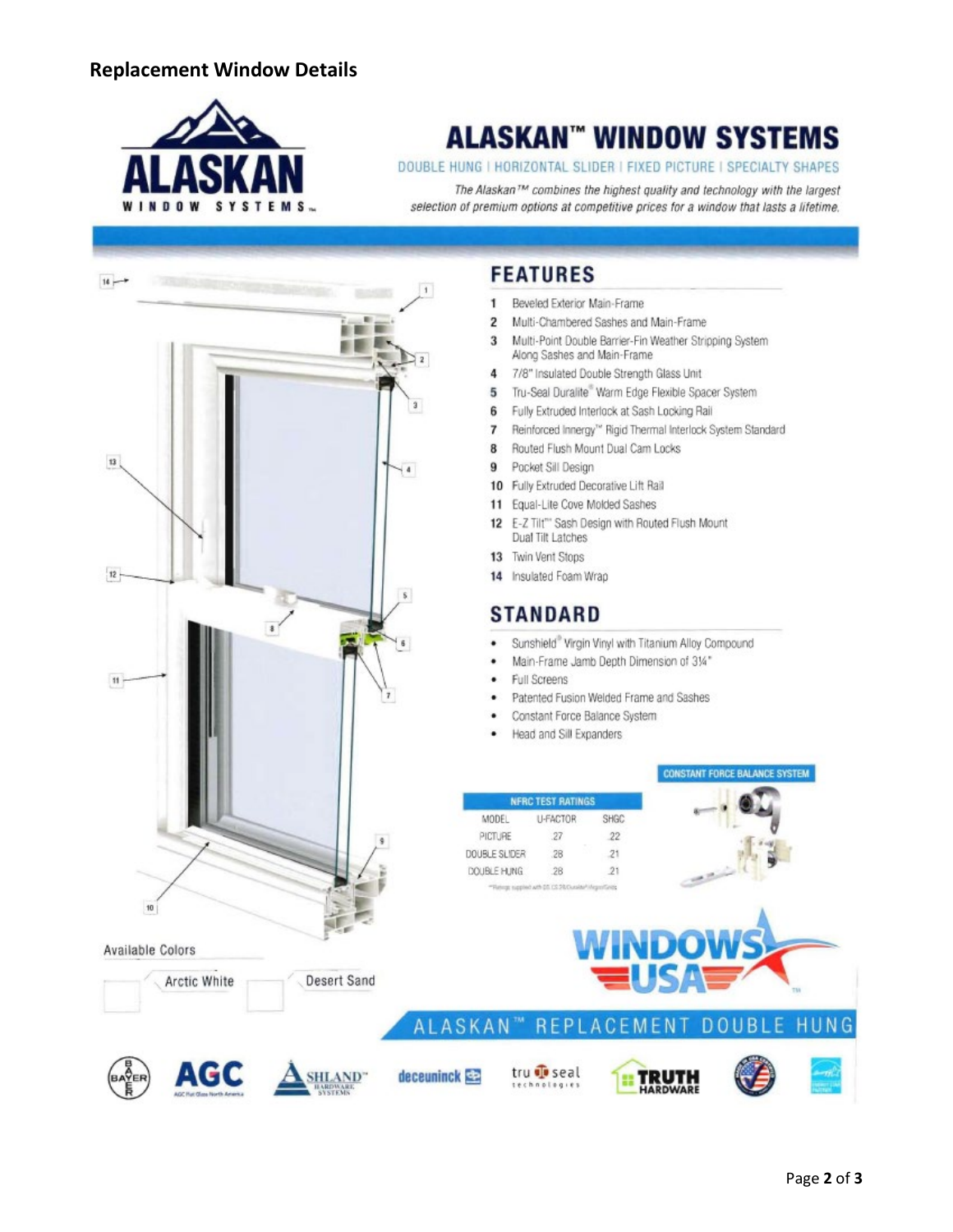## Replacement Window Details

# ALASKAN™ WINDOW SYSTEMS

DOUBLE HUNG | HORIZONTAL SLIDER | FIXED PICTURE | SPECIALTY SHAPES

*The Alaskan™ combines the highest quality and technology with the largest selection of premium options at competitive prices for a window that lasts a lifetime.*

## FEATURES

1. Beveled Exterior Main-Frame
2. Multi-Chambered Sashes and Main-Frame
3. Multi-Point Double Barrier-Fin Weather Stripping System Along Sashes and Main-Frame
4. 7/8" Insulated Double Strength Glass Unit
5. Tru-Seal Duralite® Warm Edge Flexible Spacer System
6. Fully Extruded Interlock at Sash Locking Rail
7. Reinforced Innergy™ Rigid Thermal Interlock System Standard
8. Routed Flush Mount Dual Cam Locks
9. Pocket Sill Design
10. Fully Extruded Decorative Lift Rail
11. Equal-Lite Cove Molded Sashes
12. E-Z Tilt™ Sash Design with Routed Flush Mount Dual Tilt Latches
13. Twin Vent Stops
14. Insulated Foam Wrap

## STANDARD

- Sunshield® Virgin Vinyl with Titanium Alloy Compound
- Main-Frame Jamb Depth Dimension of 3¼"
- Full Screens
- Patented Fusion Welded Frame and Sashes
- Constant Force Balance System
- Head and Sill Expanders

CONSTANT FORCE BALANCE SYSTEM

| NFRC TEST RATINGS | | |
|---|---|---|
| MODEL | U-FACTOR | SHGC |
| PICTURE | .27 | .22 |
| DOUBLE SLIDER | .28 | .21 |
| DOUBLE HUNG | .28 | .21 |

*Ratings supplied with DS CS 76/Duralite/Argon/Grids

Available Colors

Arctic White | Desert Sand

WINDOWS USA

ALASKAN™ REPLACEMENT DOUBLE HUNG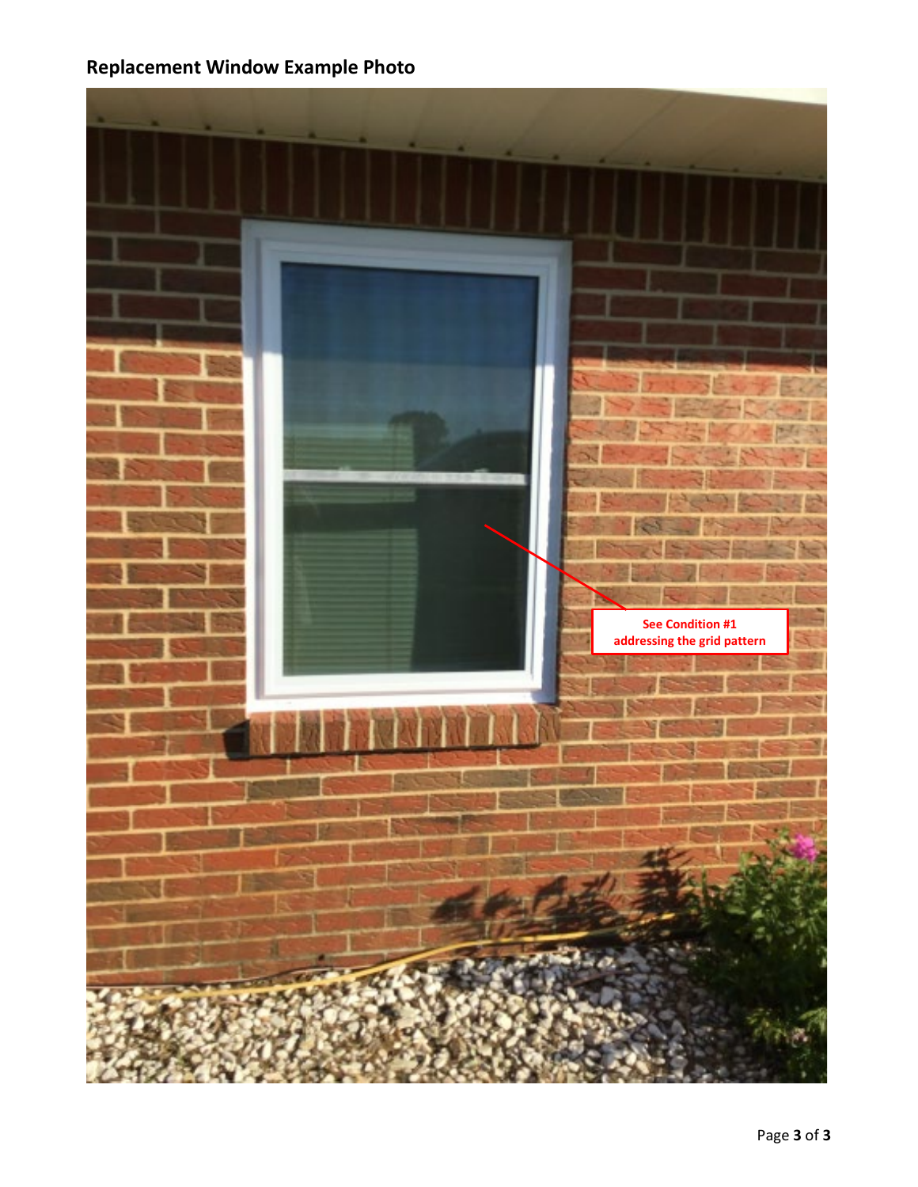## Replacement Window Example Photo

See Condition #1 addressing the grid pattern